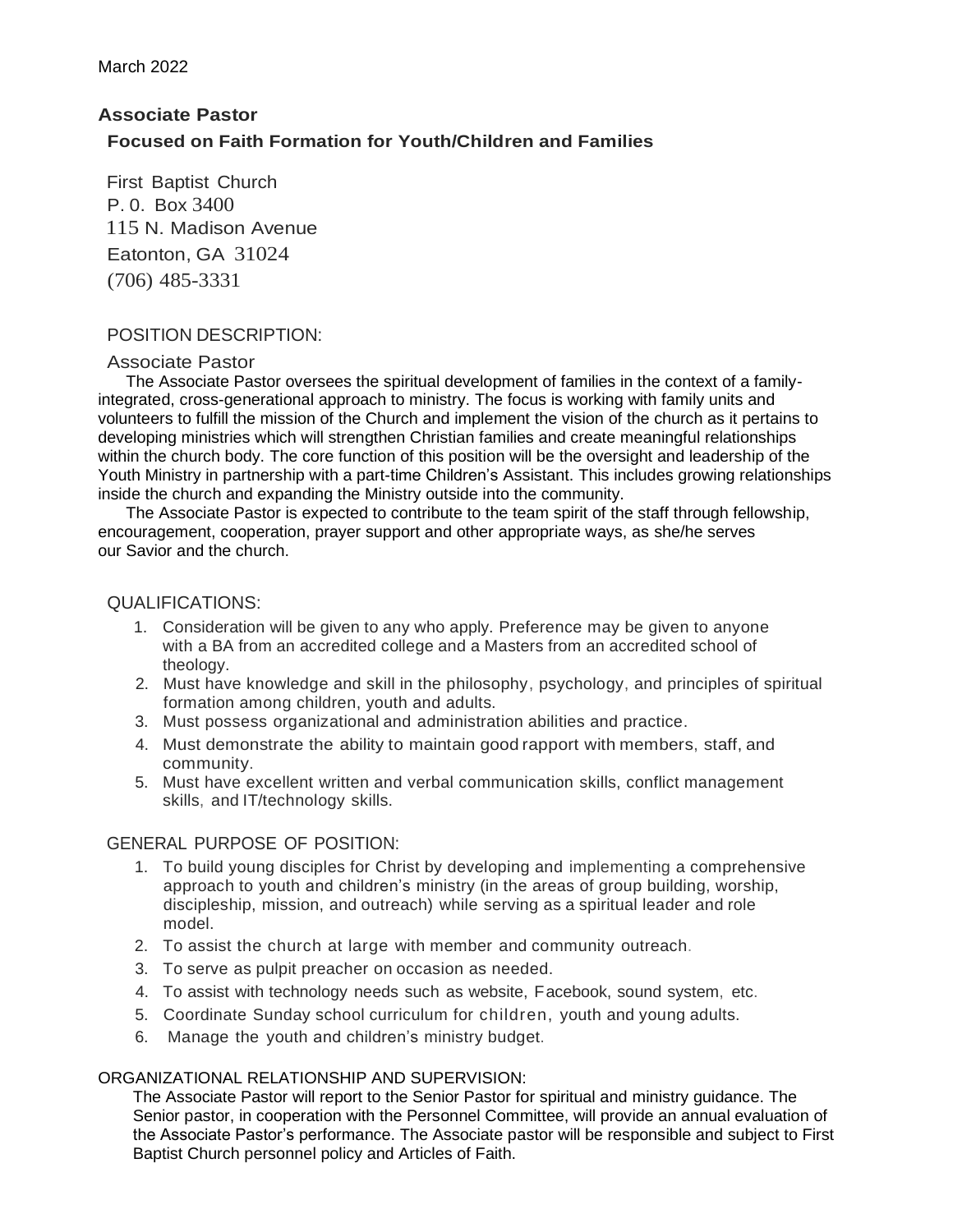March 2022

## Associate Pastor

### Focused on Faith Formation for Youth/Children and Families

First Baptist Church
P. 0. Box 3400
115 N. Madison Avenue
Eatonton, GA 31024
(706) 485-3331

POSITION DESCRIPTION:

Associate Pastor

The Associate Pastor oversees the spiritual development of families in the context of a family-integrated, cross-generational approach to ministry. The focus is working with family units and volunteers to fulfill the mission of the Church and implement the vision of the church as it pertains to developing ministries which will strengthen Christian families and create meaningful relationships within the church body. The core function of this position will be the oversight and leadership of the Youth Ministry in partnership with a part-time Children's Assistant. This includes growing relationships inside the church and expanding the Ministry outside into the community.

The Associate Pastor is expected to contribute to the team spirit of the staff through fellowship, encouragement, cooperation, prayer support and other appropriate ways, as she/he serves our Savior and the church.

QUALIFICATIONS:

1. Consideration will be given to any who apply. Preference may be given to anyone with a BA from an accredited college and a Masters from an accredited school of theology.
2. Must have knowledge and skill in the philosophy, psychology, and principles of spiritual formation among children, youth and adults.
3. Must possess organizational and administration abilities and practice.
4. Must demonstrate the ability to maintain good rapport with members, staff, and community.
5. Must have excellent written and verbal communication skills, conflict management skills, and IT/technology skills.

GENERAL PURPOSE OF POSITION:

1. To build young disciples for Christ by developing and implementing a comprehensive approach to youth and children's ministry (in the areas of group building, worship, discipleship, mission, and outreach) while serving as a spiritual leader and role model.
2. To assist the church at large with member and community outreach.
3. To serve as pulpit preacher on occasion as needed.
4. To assist with technology needs such as website, Facebook, sound system, etc.
5. Coordinate Sunday school curriculum for children, youth and young adults.
6. Manage the youth and children's ministry budget.

ORGANIZATIONAL RELATIONSHIP AND SUPERVISION:

The Associate Pastor will report to the Senior Pastor for spiritual and ministry guidance. The Senior pastor, in cooperation with the Personnel Committee, will provide an annual evaluation of the Associate Pastor's performance. The Associate pastor will be responsible and subject to First Baptist Church personnel policy and Articles of Faith.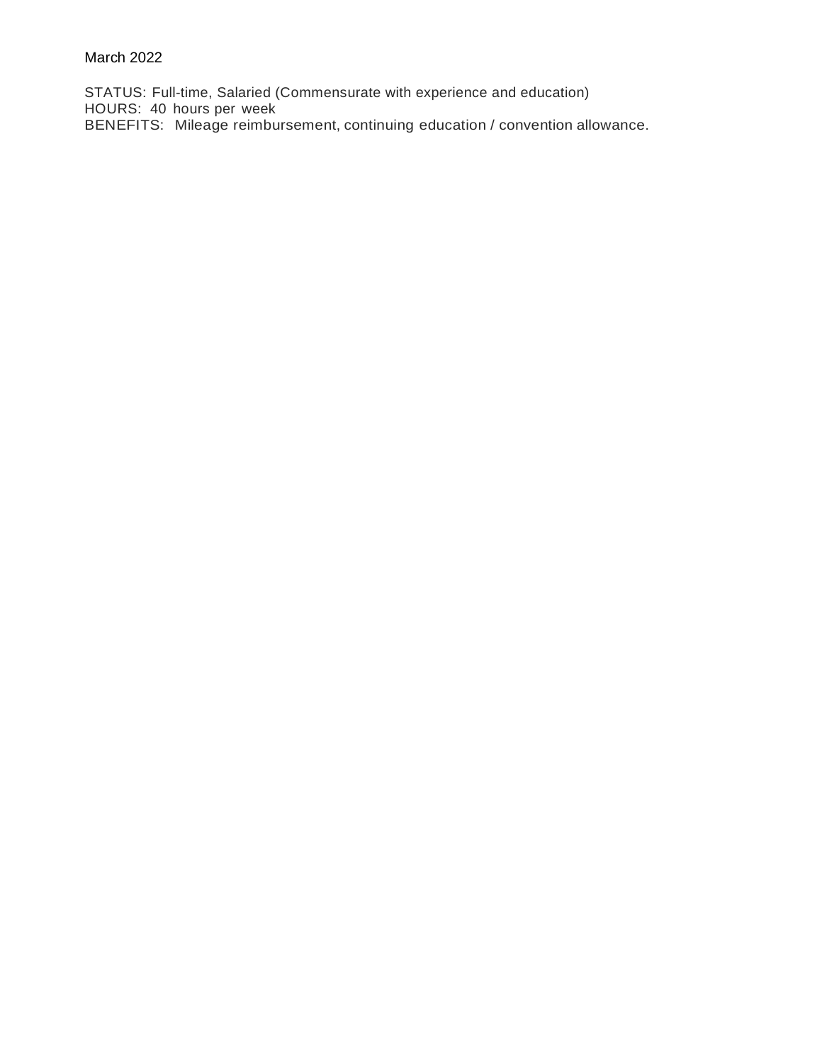March 2022

STATUS: Full-time, Salaried (Commensurate with experience and education)
HOURS: 40 hours per week
BENEFITS: Mileage reimbursement, continuing education / convention allowance.